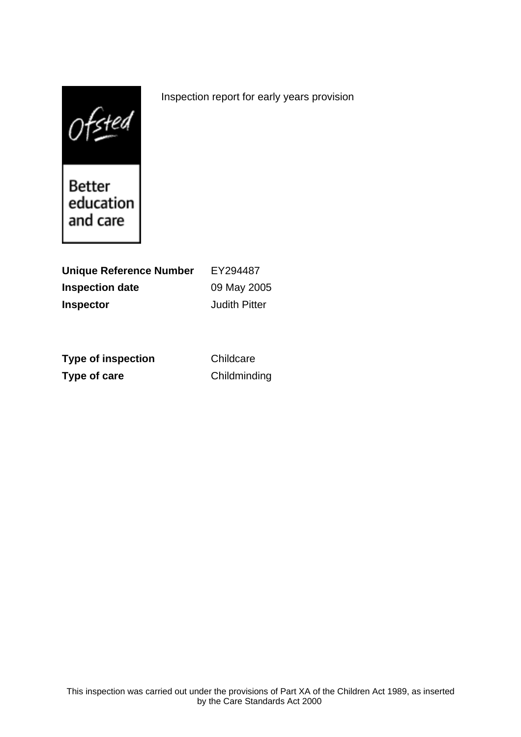Ofsted

Better education and care

Inspection report for early years provision

| | |
|---|---|
| **Unique Reference Number** | EY294487 |
| **Inspection date** | 09 May 2005 |
| **Inspector** | Judith Pitter |

| | |
|---|---|
| **Type of inspection** | Childcare |
| **Type of care** | Childminding |

This inspection was carried out under the provisions of Part XA of the Children Act 1989, as inserted by the Care Standards Act 2000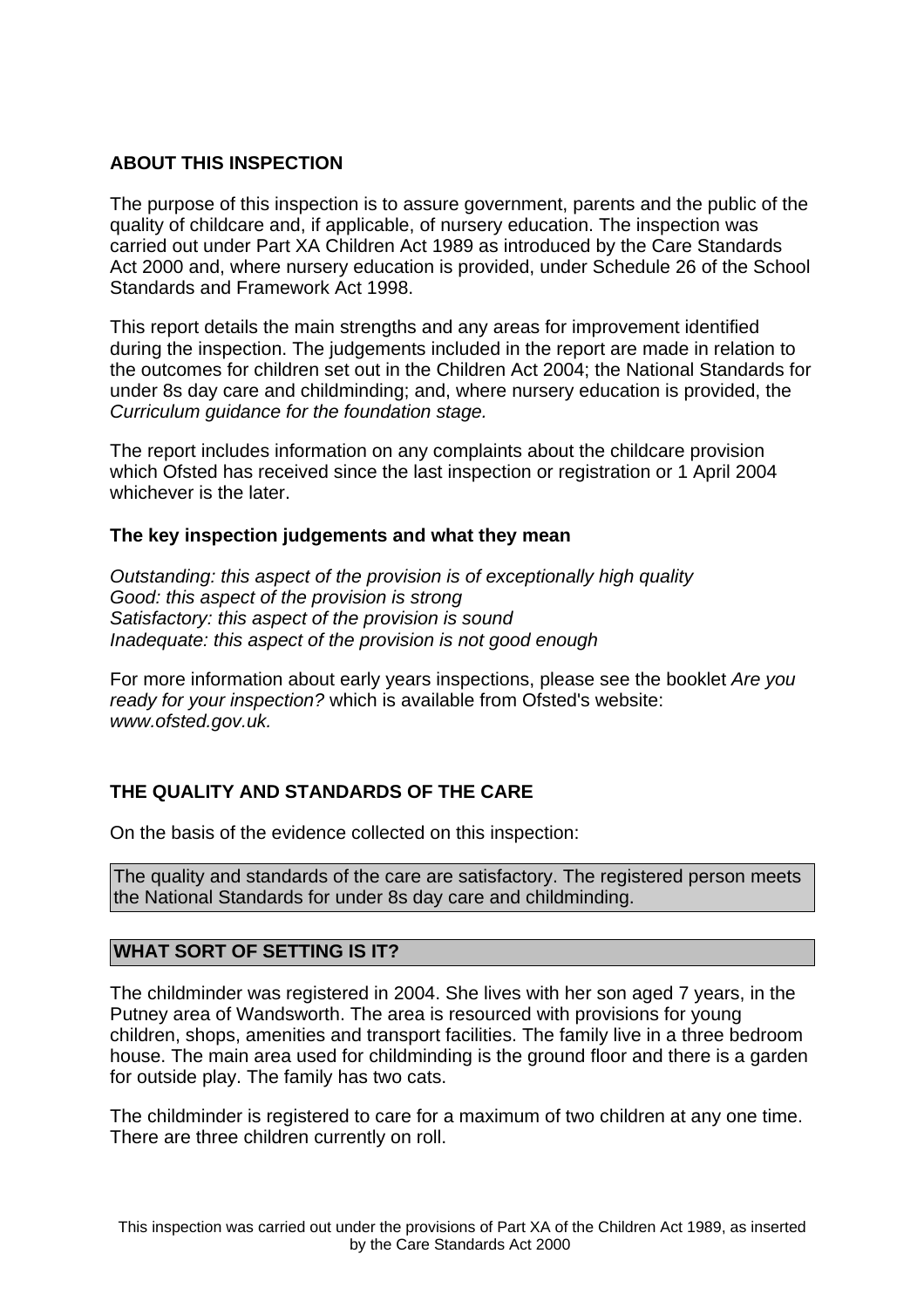## ABOUT THIS INSPECTION

The purpose of this inspection is to assure government, parents and the public of the quality of childcare and, if applicable, of nursery education. The inspection was carried out under Part XA Children Act 1989 as introduced by the Care Standards Act 2000 and, where nursery education is provided, under Schedule 26 of the School Standards and Framework Act 1998.

This report details the main strengths and any areas for improvement identified during the inspection. The judgements included in the report are made in relation to the outcomes for children set out in the Children Act 2004; the National Standards for under 8s day care and childminding; and, where nursery education is provided, the *Curriculum guidance for the foundation stage.*

The report includes information on any complaints about the childcare provision which Ofsted has received since the last inspection or registration or 1 April 2004 whichever is the later.

### The key inspection judgements and what they mean

*Outstanding: this aspect of the provision is of exceptionally high quality*
*Good: this aspect of the provision is strong*
*Satisfactory: this aspect of the provision is sound*
*Inadequate: this aspect of the provision is not good enough*

For more information about early years inspections, please see the booklet *Are you ready for your inspection?* which is available from Ofsted's website: *www.ofsted.gov.uk.*

## THE QUALITY AND STANDARDS OF THE CARE

On the basis of the evidence collected on this inspection:

The quality and standards of the care are satisfactory. The registered person meets the National Standards for under 8s day care and childminding.

## WHAT SORT OF SETTING IS IT?

The childminder was registered in 2004. She lives with her son aged 7 years, in the Putney area of Wandsworth. The area is resourced with provisions for young children, shops, amenities and transport facilities. The family live in a three bedroom house. The main area used for childminding is the ground floor and there is a garden for outside play. The family has two cats.

The childminder is registered to care for a maximum of two children at any one time. There are three children currently on roll.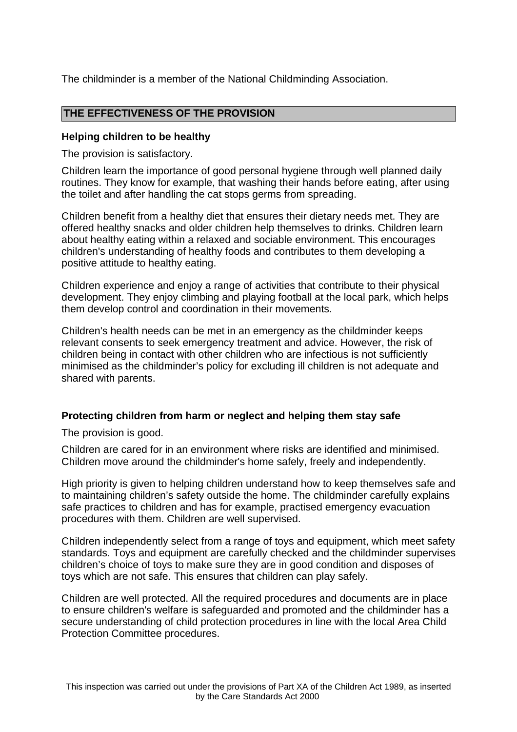The childminder is a member of the National Childminding Association.

## THE EFFECTIVENESS OF THE PROVISION

### Helping children to be healthy

The provision is satisfactory.

Children learn the importance of good personal hygiene through well planned daily routines. They know for example, that washing their hands before eating, after using the toilet and after handling the cat stops germs from spreading.

Children benefit from a healthy diet that ensures their dietary needs met. They are offered healthy snacks and older children help themselves to drinks. Children learn about healthy eating within a relaxed and sociable environment. This encourages children's understanding of healthy foods and contributes to them developing a positive attitude to healthy eating.

Children experience and enjoy a range of activities that contribute to their physical development. They enjoy climbing and playing football at the local park, which helps them develop control and coordination in their movements.

Children's health needs can be met in an emergency as the childminder keeps relevant consents to seek emergency treatment and advice. However, the risk of children being in contact with other children who are infectious is not sufficiently minimised as the childminder's policy for excluding ill children is not adequate and shared with parents.

### Protecting children from harm or neglect and helping them stay safe

The provision is good.

Children are cared for in an environment where risks are identified and minimised. Children move around the childminder's home safely, freely and independently.

High priority is given to helping children understand how to keep themselves safe and to maintaining children's safety outside the home. The childminder carefully explains safe practices to children and has for example, practised emergency evacuation procedures with them. Children are well supervised.

Children independently select from a range of toys and equipment, which meet safety standards. Toys and equipment are carefully checked and the childminder supervises children's choice of toys to make sure they are in good condition and disposes of toys which are not safe. This ensures that children can play safely.

Children are well protected. All the required procedures and documents are in place to ensure children's welfare is safeguarded and promoted and the childminder has a secure understanding of child protection procedures in line with the local Area Child Protection Committee procedures.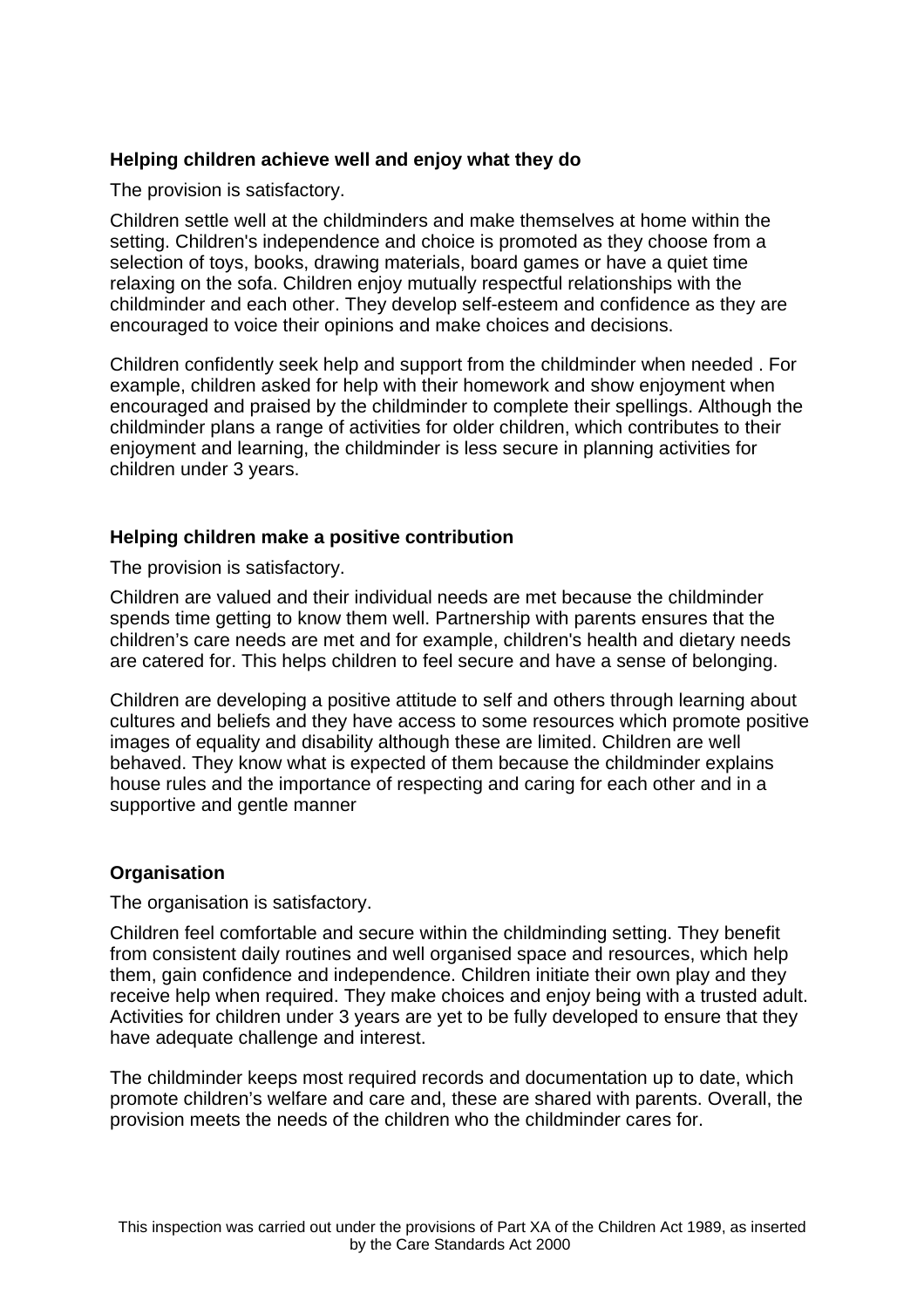### Helping children achieve well and enjoy what they do

The provision is satisfactory.

Children settle well at the childminders and make themselves at home within the setting. Children's independence and choice is promoted as they choose from a selection of toys, books, drawing materials, board games or have a quiet time relaxing on the sofa. Children enjoy mutually respectful relationships with the childminder and each other. They develop self-esteem and confidence as they are encouraged to voice their opinions and make choices and decisions.

Children confidently seek help and support from the childminder when needed . For example, children asked for help with their homework and show enjoyment when encouraged and praised by the childminder to complete their spellings. Although the childminder plans a range of activities for older children, which contributes to their enjoyment and learning, the childminder is less secure in planning activities for children under 3 years.

### Helping children make a positive contribution

The provision is satisfactory.

Children are valued and their individual needs are met because the childminder spends time getting to know them well. Partnership with parents ensures that the children's care needs are met and for example, children's health and dietary needs are catered for. This helps children to feel secure and have a sense of belonging.

Children are developing a positive attitude to self and others through learning about cultures and beliefs and they have access to some resources which promote positive images of equality and disability although these are limited. Children are well behaved. They know what is expected of them because the childminder explains house rules and the importance of respecting and caring for each other and in a supportive and gentle manner

### Organisation

The organisation is satisfactory.

Children feel comfortable and secure within the childminding setting. They benefit from consistent daily routines and well organised space and resources, which help them, gain confidence and independence. Children initiate their own play and they receive help when required. They make choices and enjoy being with a trusted adult. Activities for children under 3 years are yet to be fully developed to ensure that they have adequate challenge and interest.

The childminder keeps most required records and documentation up to date, which promote children's welfare and care and, these are shared with parents. Overall, the provision meets the needs of the children who the childminder cares for.

This inspection was carried out under the provisions of Part XA of the Children Act 1989, as inserted by the Care Standards Act 2000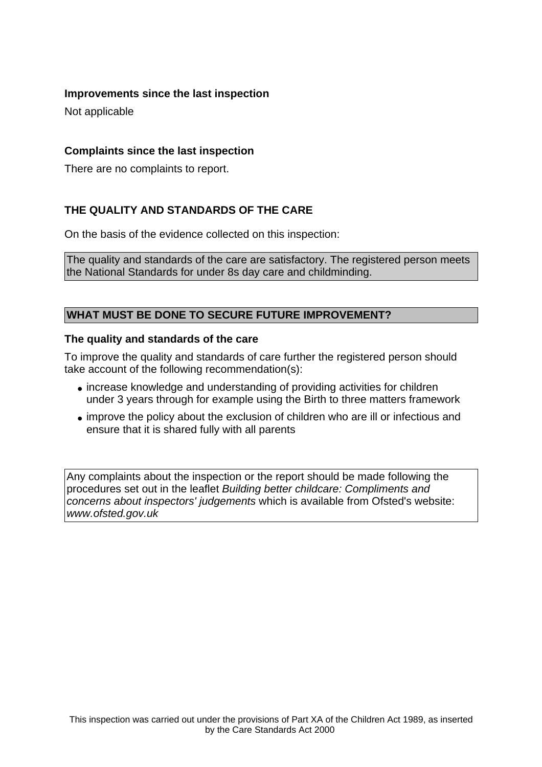**Improvements since the last inspection**

Not applicable

**Complaints since the last inspection**

There are no complaints to report.

## THE QUALITY AND STANDARDS OF THE CARE

On the basis of the evidence collected on this inspection:

The quality and standards of the care are satisfactory. The registered person meets the National Standards for under 8s day care and childminding.

## WHAT MUST BE DONE TO SECURE FUTURE IMPROVEMENT?

**The quality and standards of the care**

To improve the quality and standards of care further the registered person should take account of the following recommendation(s):

- increase knowledge and understanding of providing activities for children under 3 years through for example using the Birth to three matters framework
- improve the policy about the exclusion of children who are ill or infectious and ensure that it is shared fully with all parents

Any complaints about the inspection or the report should be made following the procedures set out in the leaflet *Building better childcare: Compliments and concerns about inspectors' judgements* which is available from Ofsted's website: *www.ofsted.gov.uk*

This inspection was carried out under the provisions of Part XA of the Children Act 1989, as inserted by the Care Standards Act 2000